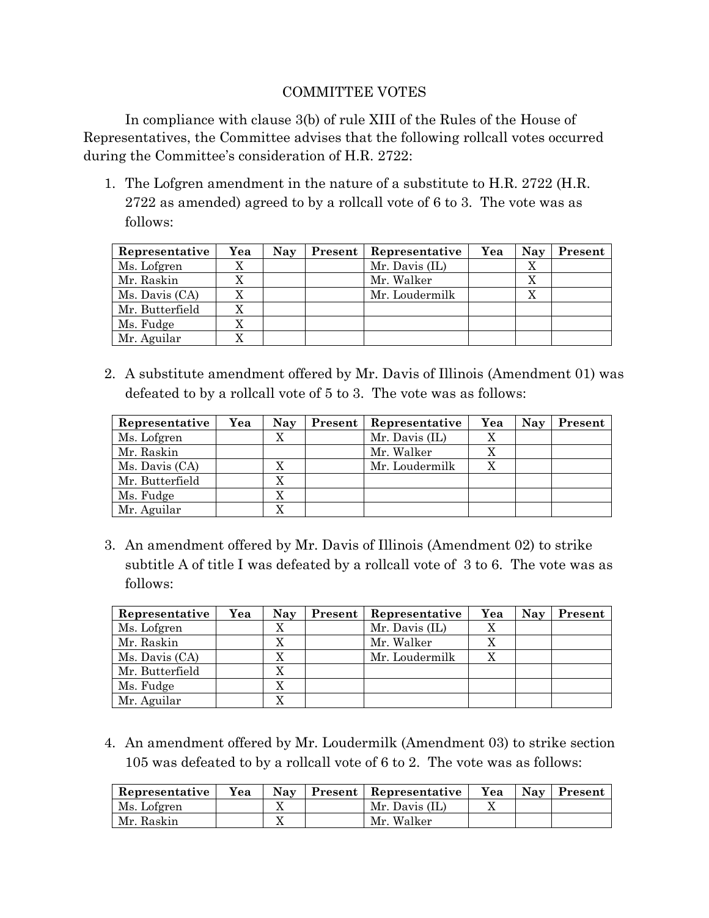COMMITTEE VOTES

In compliance with clause 3(b) of rule XIII of the Rules of the House of Representatives, the Committee advises that the following rollcall votes occurred during the Committee's consideration of H.R. 2722:

1. The Lofgren amendment in the nature of a substitute to H.R. 2722 (H.R. 2722 as amended) agreed to by a rollcall vote of 6 to 3. The vote was as follows:

| Representative | Yea | Nay | Present | Representative | Yea | Nay | Present |
|---|---|---|---|---|---|---|---|
| Ms. Lofgren | X | | | Mr. Davis (IL) | | X | |
| Mr. Raskin | X | | | Mr. Walker | | X | |
| Ms. Davis (CA) | X | | | Mr. Loudermilk | | X | |
| Mr. Butterfield | X | | | | | | |
| Ms. Fudge | X | | | | | | |
| Mr. Aguilar | X | | | | | | |

2. A substitute amendment offered by Mr. Davis of Illinois (Amendment 01) was defeated to by a rollcall vote of 5 to 3. The vote was as follows:

| Representative | Yea | Nay | Present | Representative | Yea | Nay | Present |
|---|---|---|---|---|---|---|---|
| Ms. Lofgren | | X | | Mr. Davis (IL) | X | | |
| Mr. Raskin | | | | Mr. Walker | X | | |
| Ms. Davis (CA) | | X | | Mr. Loudermilk | X | | |
| Mr. Butterfield | | X | | | | | |
| Ms. Fudge | | X | | | | | |
| Mr. Aguilar | | X | | | | | |

3. An amendment offered by Mr. Davis of Illinois (Amendment 02) to strike subtitle A of title I was defeated by a rollcall vote of 3 to 6. The vote was as follows:

| Representative | Yea | Nay | Present | Representative | Yea | Nay | Present |
|---|---|---|---|---|---|---|---|
| Ms. Lofgren | | X | | Mr. Davis (IL) | X | | |
| Mr. Raskin | | X | | Mr. Walker | X | | |
| Ms. Davis (CA) | | X | | Mr. Loudermilk | X | | |
| Mr. Butterfield | | X | | | | | |
| Ms. Fudge | | X | | | | | |
| Mr. Aguilar | | X | | | | | |

4. An amendment offered by Mr. Loudermilk (Amendment 03) to strike section 105 was defeated to by a rollcall vote of 6 to 2. The vote was as follows:

| Representative | Yea | Nay | Present | Representative | Yea | Nay | Present |
|---|---|---|---|---|---|---|---|
| Ms. Lofgren | | X | | Mr. Davis (IL) | X | | |
| Mr. Raskin | | X | | Mr. Walker | | | |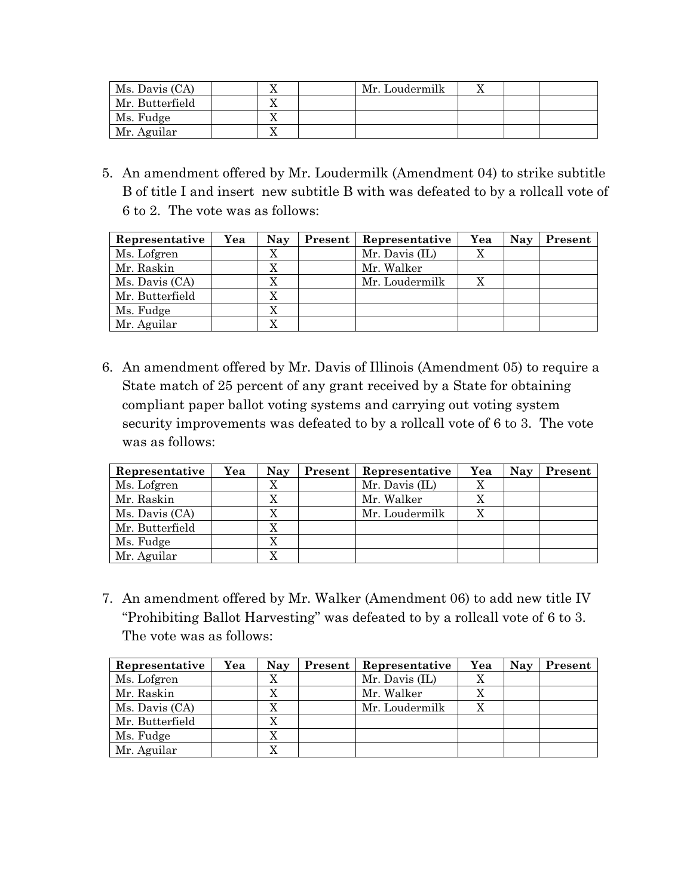| | | | | | | | |
|---|---|---|---|---|---|---|---|
| Ms. Davis (CA) | | X | | Mr. Loudermilk | X | | |
| Mr. Butterfield | | X | | | | | |
| Ms. Fudge | | X | | | | | |
| Mr. Aguilar | | X | | | | | |

5. An amendment offered by Mr. Loudermilk (Amendment 04) to strike subtitle B of title I and insert new subtitle B with was defeated to by a rollcall vote of 6 to 2. The vote was as follows:

| Representative | Yea | Nay | Present | Representative | Yea | Nay | Present |
|---|---|---|---|---|---|---|---|
| Ms. Lofgren | | X | | Mr. Davis (IL) | X | | |
| Mr. Raskin | | X | | Mr. Walker | | | |
| Ms. Davis (CA) | | X | | Mr. Loudermilk | X | | |
| Mr. Butterfield | | X | | | | | |
| Ms. Fudge | | X | | | | | |
| Mr. Aguilar | | X | | | | | |

6. An amendment offered by Mr. Davis of Illinois (Amendment 05) to require a State match of 25 percent of any grant received by a State for obtaining compliant paper ballot voting systems and carrying out voting system security improvements was defeated to by a rollcall vote of 6 to 3. The vote was as follows:

| Representative | Yea | Nay | Present | Representative | Yea | Nay | Present |
|---|---|---|---|---|---|---|---|
| Ms. Lofgren | | X | | Mr. Davis (IL) | X | | |
| Mr. Raskin | | X | | Mr. Walker | X | | |
| Ms. Davis (CA) | | X | | Mr. Loudermilk | X | | |
| Mr. Butterfield | | X | | | | | |
| Ms. Fudge | | X | | | | | |
| Mr. Aguilar | | X | | | | | |

7. An amendment offered by Mr. Walker (Amendment 06) to add new title IV "Prohibiting Ballot Harvesting" was defeated to by a rollcall vote of 6 to 3. The vote was as follows:

| Representative | Yea | Nay | Present | Representative | Yea | Nay | Present |
|---|---|---|---|---|---|---|---|
| Ms. Lofgren | | X | | Mr. Davis (IL) | X | | |
| Mr. Raskin | | X | | Mr. Walker | X | | |
| Ms. Davis (CA) | | X | | Mr. Loudermilk | X | | |
| Mr. Butterfield | | X | | | | | |
| Ms. Fudge | | X | | | | | |
| Mr. Aguilar | | X | | | | | |